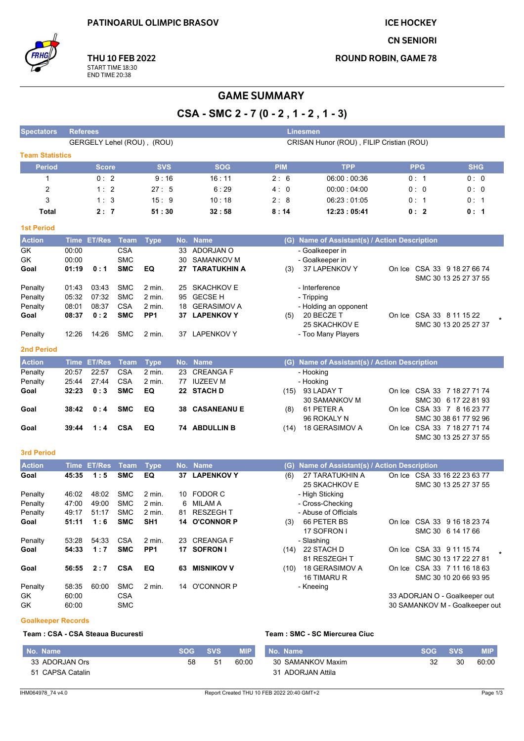PATINOARUL OLIMPIC BRASOV

**THU 10 FEB 2022**
START TIME 18:30
END TIME 20:38

ICE HOCKEY
CN SENIORI
ROUND ROBIN, GAME 78

# GAME SUMMARY

## CSA - SMC 2 - 7 (0 - 2 , 1 - 2 , 1 - 3)

| Spectators | Referees | Linesmen |
|---|---|---|
| | GERGELY Lehel (ROU) , (ROU) | CRISAN Hunor (ROU) , FILIP Cristian (ROU) |

### Team Statistics

| Period | Score | SVS | SOG | PIM | TPP | PPG | SHG |
|---|---|---|---|---|---|---|---|
| 1 | 0 : 2 | 9 : 16 | 16 : 11 | 2 : 6 | 06:00 : 00:36 | 0 : 1 | 0 : 0 |
| 2 | 1 : 2 | 27 : 5 | 6 : 29 | 4 : 0 | 00:00 : 04:00 | 0 : 0 | 0 : 0 |
| 3 | 1 : 3 | 15 : 9 | 10 : 18 | 2 : 8 | 06:23 : 01:05 | 0 : 1 | 0 : 1 |
| **Total** | **2 : 7** | **51 : 30** | **32 : 58** | **8 : 14** | **12:23 : 05:41** | **0 : 2** | **0 : 1** |

### 1st Period

| Action | Time | ET/Res | Team | Type | No. | Name | (G) | Name of Assistant(s) / Action Description | On Ice |
|---|---|---|---|---|---|---|---|---|---|
| GK | 00:00 | | CSA | | 33 | ADORJAN O | | - Goalkeeper in | |
| GK | 00:00 | | SMC | | 30 | SAMANKOV M | | - Goalkeeper in | |
| **Goal** | **01:19** | **0 : 1** | **SMC** | **EQ** | **27** | **TARATUKHIN A** | (3) | 37 LAPENKOV Y | On Ice CSA 33 9 18 27 66 74 SMC 30 13 25 27 37 55 |
| Penalty | 01:43 | 03:43 | SMC | 2 min. | 25 | SKACHKOV E | | - Interference | |
| Penalty | 05:32 | 07:32 | SMC | 2 min. | 95 | GECSE H | | - Tripping | |
| Penalty | 08:01 | 08:37 | CSA | 2 min. | 18 | GERASIMOV A | | - Holding an opponent | |
| **Goal** | **08:37** | **0 : 2** | **SMC** | **PP1** | **37** | **LAPENKOV Y** | (5) | 20 BECZE T, 25 SKACHKOV E | On Ice CSA 33 8 11 15 22 SMC 30 13 20 25 27 37 * |
| Penalty | 12:26 | 14:26 | SMC | 2 min. | 37 | LAPENKOV Y | | - Too Many Players | |

### 2nd Period

| Action | Time | ET/Res | Team | Type | No. | Name | (G) | Name of Assistant(s) / Action Description | On Ice |
|---|---|---|---|---|---|---|---|---|---|
| Penalty | 20:57 | 22:57 | CSA | 2 min. | 23 | CREANGA F | | - Hooking | |
| Penalty | 25:44 | 27:44 | CSA | 2 min. | 77 | IUZEEV M | | - Hooking | |
| **Goal** | **32:23** | **0 : 3** | **SMC** | **EQ** | **22** | **STACH D** | (15) | 93 LADAY T, 30 SAMANKOV M | On Ice CSA 33 7 18 27 71 74 SMC 30 6 17 22 81 93 |
| **Goal** | **38:42** | **0 : 4** | **SMC** | **EQ** | **38** | **CASANEANU E** | (8) | 61 PETER A, 96 ROKALY N | On Ice CSA 33 7 8 16 23 77 SMC 30 38 61 77 92 96 |
| **Goal** | **39:44** | **1 : 4** | **CSA** | **EQ** | **74** | **ABDULLIN B** | (14) | 18 GERASIMOV A | On Ice CSA 33 7 18 27 71 74 SMC 30 13 25 27 37 55 |

### 3rd Period

| Action | Time | ET/Res | Team | Type | No. | Name | (G) | Name of Assistant(s) / Action Description | On Ice |
|---|---|---|---|---|---|---|---|---|---|
| **Goal** | **45:35** | **1 : 5** | **SMC** | **EQ** | **37** | **LAPENKOV Y** | (6) | 27 TARATUKHIN A, 25 SKACHKOV E | On Ice CSA 33 16 22 23 63 77 SMC 30 13 25 27 37 55 |
| Penalty | 46:02 | 48:02 | SMC | 2 min. | 10 | FODOR C | | - High Sticking | |
| Penalty | 47:00 | 49:00 | SMC | 2 min. | 6 | MILAM A | | - Cross-Checking | |
| Penalty | 49:17 | 51:17 | SMC | 2 min. | 81 | RESZEGH T | | - Abuse of Officials | |
| **Goal** | **51:11** | **1 : 6** | **SMC** | **SH1** | **14** | **O'CONNOR P** | (3) | 66 PETER BS, 17 SOFRON I | On Ice CSA 33 9 16 18 23 74 SMC 30 6 14 17 66 |
| Penalty | 53:28 | 54:33 | CSA | 2 min. | 23 | CREANGA F | | - Slashing | |
| **Goal** | **54:33** | **1 : 7** | **SMC** | **PP1** | **17** | **SOFRON I** | (14) | 22 STACH D, 81 RESZEGH T | On Ice CSA 33 9 11 15 74 SMC 30 13 17 22 27 81 * |
| **Goal** | **56:55** | **2 : 7** | **CSA** | **EQ** | **63** | **MISNIKOV V** | (10) | 18 GERASIMOV A, 16 TIMARU R | On Ice CSA 33 7 11 16 18 63 SMC 30 10 20 66 93 95 |
| Penalty | 58:35 | 60:00 | SMC | 2 min. | 14 | O'CONNOR P | | - Kneeing | |
| GK | 60:00 | | CSA | | | | | | 33 ADORJAN O - Goalkeeper out |
| GK | 60:00 | | SMC | | | | | | 30 SAMANKOV M - Goalkeeper out |

### Goalkeeper Records

**Team : CSA - CSA Steaua Bucuresti**

| No. Name | SOG | SVS | MIP |
|---|---|---|---|
| 33 ADORJAN Ors | 58 | 51 | 60:00 |
| 51 CAPSA Catalin | | | |

**Team : SMC - SC Miercurea Ciuc**

| No. Name | SOG | SVS | MIP |
|---|---|---|---|
| 30 SAMANKOV Maxim | 32 | 30 | 60:00 |
| 31 ADORJAN Attila | | | |

IHM064978_74 v4.0 — Report Created THU 10 FEB 2022 20:40 GMT+2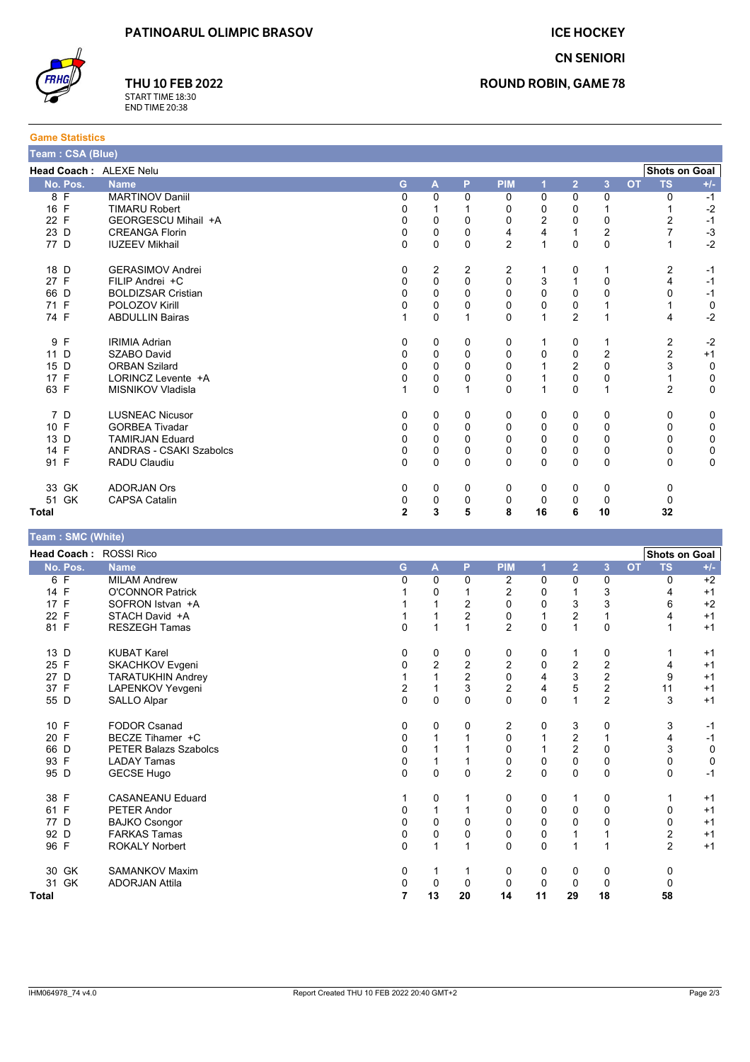PATINOARUL OLIMPIC BRASOV

**THU 10 FEB 2022**
START TIME 18:30
END TIME 20:38

ICE HOCKEY

CN SENIORI

ROUND ROBIN, GAME 78

### Game Statistics

#### Team : CSA (Blue)

**Head Coach :** ALEXE Nelu

| No. | Pos. | Name | G | A | P | PIM | 1 | 2 | 3 | OT | TS | +/- |
|---|---|---|---|---|---|---|---|---|---|---|---|---|
| 8 | F | MARTINOV Daniil | 0 | 0 | 0 | 0 | 0 | 0 | 0 | | 0 | -1 |
| 16 | F | TIMARU Robert | 0 | 1 | 1 | 0 | 0 | 0 | 1 | | 1 | -2 |
| 22 | F | GEORGESCU Mihail +A | 0 | 0 | 0 | 0 | 2 | 0 | 0 | | 2 | -1 |
| 23 | D | CREANGA Florin | 0 | 0 | 0 | 4 | 4 | 1 | 2 | | 7 | -3 |
| 77 | D | IUZEEV Mikhail | 0 | 0 | 0 | 2 | 1 | 0 | 0 | | 1 | -2 |
| 18 | D | GERASIMOV Andrei | 0 | 2 | 2 | 2 | 1 | 0 | 1 | | 2 | -1 |
| 27 | F | FILIP Andrei +C | 0 | 0 | 0 | 0 | 3 | 1 | 0 | | 4 | -1 |
| 66 | D | BOLDIZSAR Cristian | 0 | 0 | 0 | 0 | 0 | 0 | 0 | | 0 | -1 |
| 71 | F | POLOZOV Kirill | 0 | 0 | 0 | 0 | 0 | 0 | 1 | | 1 | 0 |
| 74 | F | ABDULLIN Bairas | 1 | 0 | 1 | 0 | 1 | 2 | 1 | | 4 | -2 |
| 9 | F | IRIMIA Adrian | 0 | 0 | 0 | 0 | 1 | 0 | 1 | | 2 | -2 |
| 11 | D | SZABO David | 0 | 0 | 0 | 0 | 0 | 0 | 2 | | 2 | +1 |
| 15 | D | ORBAN Szilard | 0 | 0 | 0 | 0 | 1 | 2 | 0 | | 3 | 0 |
| 17 | F | LORINCZ Levente +A | 0 | 0 | 0 | 0 | 1 | 0 | 0 | | 1 | 0 |
| 63 | F | MISNIKOV Vladisla | 1 | 0 | 1 | 0 | 1 | 0 | 1 | | 2 | 0 |
| 7 | D | LUSNEAC Nicusor | 0 | 0 | 0 | 0 | 0 | 0 | 0 | | 0 | 0 |
| 10 | F | GORBEA Tivadar | 0 | 0 | 0 | 0 | 0 | 0 | 0 | | 0 | 0 |
| 13 | D | TAMIRJAN Eduard | 0 | 0 | 0 | 0 | 0 | 0 | 0 | | 0 | 0 |
| 14 | F | ANDRAS - CSAKI Szabolcs | 0 | 0 | 0 | 0 | 0 | 0 | 0 | | 0 | 0 |
| 91 | F | RADU Claudiu | 0 | 0 | 0 | 0 | 0 | 0 | 0 | | 0 | 0 |
| 33 | GK | ADORJAN Ors | 0 | 0 | 0 | 0 | 0 | 0 | 0 | | 0 | |
| 51 | GK | CAPSA Catalin | 0 | 0 | 0 | 0 | 0 | 0 | 0 | | 0 | |
| **Total** | | | **2** | **3** | **5** | **8** | **16** | **6** | **10** | | **32** | |

#### Team : SMC (White)

**Head Coach :** ROSSI Rico

| No. | Pos. | Name | G | A | P | PIM | 1 | 2 | 3 | OT | TS | +/- |
|---|---|---|---|---|---|---|---|---|---|---|---|---|
| 6 | F | MILAM Andrew | 0 | 0 | 0 | 2 | 0 | 0 | 0 | | 0 | +2 |
| 14 | F | O'CONNOR Patrick | 1 | 0 | 1 | 2 | 0 | 1 | 3 | | 4 | +1 |
| 17 | F | SOFRON Istvan +A | 1 | 1 | 2 | 0 | 0 | 3 | 3 | | 6 | +2 |
| 22 | F | STACH David +A | 1 | 1 | 2 | 0 | 1 | 2 | 1 | | 4 | +1 |
| 81 | F | RESZEGH Tamas | 0 | 1 | 1 | 2 | 0 | 1 | 0 | | 1 | +1 |
| 13 | D | KUBAT Karel | 0 | 0 | 0 | 0 | 0 | 1 | 0 | | 1 | +1 |
| 25 | F | SKACHKOV Evgeni | 0 | 2 | 2 | 2 | 0 | 2 | 2 | | 4 | +1 |
| 27 | D | TARATUKHIN Andrey | 1 | 1 | 2 | 0 | 4 | 3 | 2 | | 9 | +1 |
| 37 | F | LAPENKOV Yevgeni | 2 | 1 | 3 | 2 | 4 | 5 | 2 | | 11 | +1 |
| 55 | D | SALLO Alpar | 0 | 0 | 0 | 0 | 0 | 1 | 2 | | 3 | +1 |
| 10 | F | FODOR Csanad | 0 | 0 | 0 | 2 | 0 | 3 | 0 | | 3 | -1 |
| 20 | F | BECZE Tihamer +C | 0 | 1 | 1 | 0 | 1 | 2 | 1 | | 4 | -1 |
| 66 | D | PETER Balazs Szabolcs | 0 | 1 | 1 | 0 | 1 | 2 | 0 | | 3 | 0 |
| 93 | F | LADAY Tamas | 0 | 1 | 1 | 0 | 0 | 0 | 0 | | 0 | 0 |
| 95 | D | GECSE Hugo | 0 | 0 | 0 | 2 | 0 | 0 | 0 | | 0 | -1 |
| 38 | F | CASANEANU Eduard | 1 | 0 | 1 | 0 | 0 | 1 | 0 | | 1 | +1 |
| 61 | F | PETER Andor | 0 | 1 | 1 | 0 | 0 | 0 | 0 | | 0 | +1 |
| 77 | D | BAJKO Csongor | 0 | 0 | 0 | 0 | 0 | 0 | 0 | | 0 | +1 |
| 92 | D | FARKAS Tamas | 0 | 0 | 0 | 0 | 0 | 1 | 1 | | 2 | +1 |
| 96 | F | ROKALY Norbert | 0 | 1 | 1 | 0 | 0 | 1 | 1 | | 2 | +1 |
| 30 | GK | SAMANKOV Maxim | 0 | 1 | 1 | 0 | 0 | 0 | 0 | | 0 | |
| 31 | GK | ADORJAN Attila | 0 | 0 | 0 | 0 | 0 | 0 | 0 | | 0 | |
| **Total** | | | **7** | **13** | **20** | **14** | **11** | **29** | **18** | | **58** | |

IHM064978_74 v4.0 Report Created THU 10 FEB 2022 20:40 GMT+2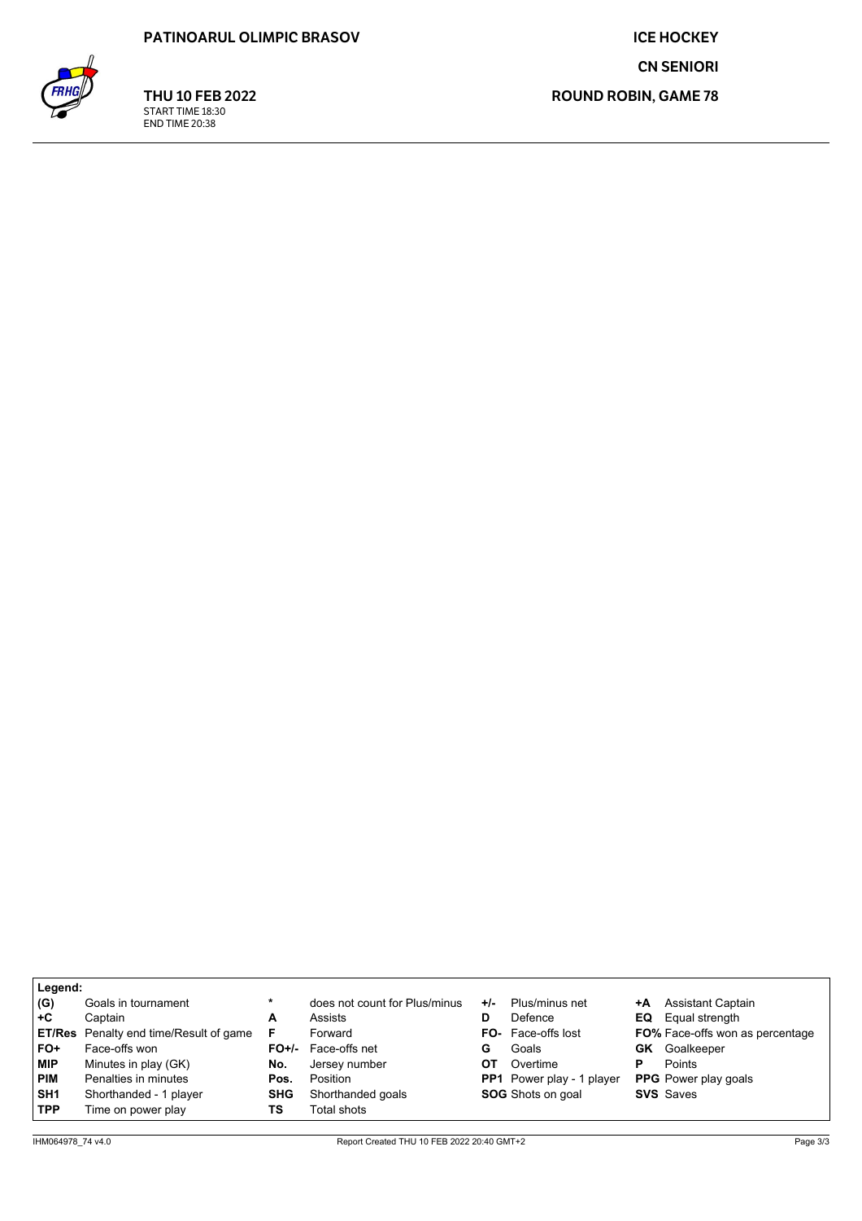PATINOARUL OLIMPIC BRASOV

ICE HOCKEY

CN SENIORI

THU 10 FEB 2022
START TIME 18:30
END TIME 20:38

ROUND ROBIN, GAME 78

**Legend:**

| | | | | | | | |
|---|---|---|---|---|---|---|---|
| **(G)** | Goals in tournament | * | does not count for Plus/minus | **+/-** | Plus/minus net | **+A** | Assistant Captain |
| **+C** | Captain | **A** | Assists | **D** | Defence | **EQ** | Equal strength |
| **ET/Res** | Penalty end time/Result of game | **F** | Forward | **FO-** | Face-offs lost | **FO%** | Face-offs won as percentage |
| **FO+** | Face-offs won | **FO+/-** | Face-offs net | **G** | Goals | **GK** | Goalkeeper |
| **MIP** | Minutes in play (GK) | **No.** | Jersey number | **OT** | Overtime | **P** | Points |
| **PIM** | Penalties in minutes | **Pos.** | Position | **PP1** | Power play - 1 player | **PPG** | Power play goals |
| **SH1** | Shorthanded - 1 player | **SHG** | Shorthanded goals | **SOG** | Shots on goal | **SVS** | Saves |
| **TPP** | Time on power play | **TS** | Total shots | | | | |

IHM064978_74 v4.0 Report Created THU 10 FEB 2022 20:40 GMT+2